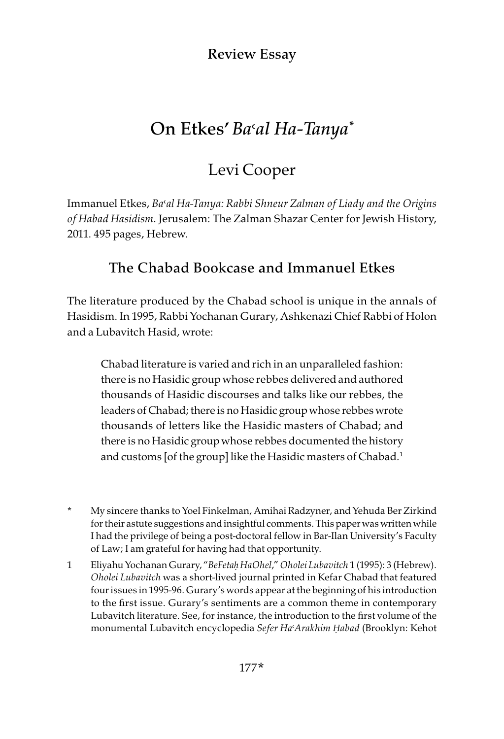Review Essay

# On Etkes' *Baʿal Ha-Tanya*[*]

## Levi Cooper

Immanuel Etkes, *Baʿal Ha-Tanya: Rabbi Shneur Zalman of Liady and the Origins of Habad Hasidism*. Jerusalem: The Zalman Shazar Center for Jewish History, 2011. 495 pages, Hebrew.

### The Chabad Bookcase and Immanuel Etkes

The literature produced by the Chabad school is unique in the annals of Hasidism. In 1995, Rabbi Yochanan Gurary, Ashkenazi Chief Rabbi of Holon and a Lubavitch Hasid, wrote:

> Chabad literature is varied and rich in an unparalleled fashion: there is no Hasidic group whose rebbes delivered and authored thousands of Hasidic discourses and talks like our rebbes, the leaders of Chabad; there is no Hasidic group whose rebbes wrote thousands of letters like the Hasidic masters of Chabad; and there is no Hasidic group whose rebbes documented the history and customs [of the group] like the Hasidic masters of Chabad.[1]

---

\* My sincere thanks to Yoel Finkelman, Amihai Radzyner, and Yehuda Ber Zirkind for their astute suggestions and insightful comments. This paper was written while I had the privilege of being a post-doctoral fellow in Bar-Ilan University's Faculty of Law; I am grateful for having had that opportunity.

1 Eliyahu Yochanan Gurary, "*BeFetaḥ HaOhel*," *Oholei Lubavitch* 1 (1995): 3 (Hebrew). *Oholei Lubavitch* was a short-lived journal printed in Kefar Chabad that featured four issues in 1995-96. Gurary's words appear at the beginning of his introduction to the first issue. Gurary's sentiments are a common theme in contemporary Lubavitch literature. See, for instance, the introduction to the first volume of the monumental Lubavitch encyclopedia *Sefer HaʿArakhim Ḥabad* (Brooklyn: Kehot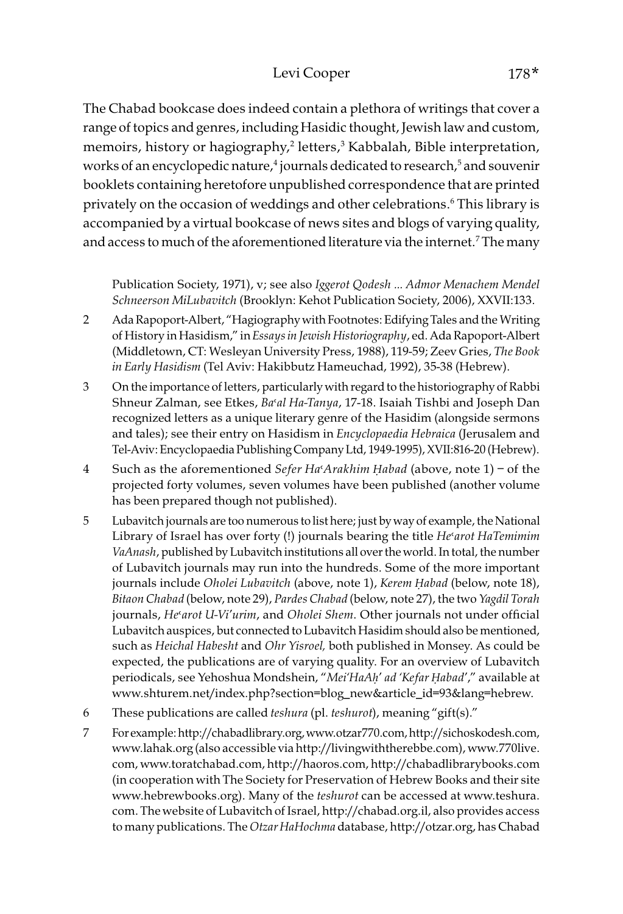The Chabad bookcase does indeed contain a plethora of writings that cover a range of topics and genres, including Hasidic thought, Jewish law and custom, memoirs, history or hagiography,[2] letters,[3] Kabbalah, Bible interpretation, works of an encyclopedic nature,[4] journals dedicated to research,[5] and souvenir booklets containing heretofore unpublished correspondence that are printed privately on the occasion of weddings and other celebrations.[6] This library is accompanied by a virtual bookcase of news sites and blogs of varying quality, and access to much of the aforementioned literature via the internet.[7] The many

Publication Society, 1971), v; see also *Iggerot Qodesh ... Admor Menachem Mendel Schneerson MiLubavitch* (Brooklyn: Kehot Publication Society, 2006), XXVII:133.

2 Ada Rapoport-Albert, "Hagiography with Footnotes: Edifying Tales and the Writing of History in Hasidism," in *Essays in Jewish Historiography*, ed. Ada Rapoport-Albert (Middletown, CT: Wesleyan University Press, 1988), 119-59; Zeev Gries, *The Book in Early Hasidism* (Tel Aviv: Hakibbutz Hameuchad, 1992), 35-38 (Hebrew).

3 On the importance of letters, particularly with regard to the historiography of Rabbi Shneur Zalman, see Etkes, *Baʿal Ha-Tanya*, 17-18. Isaiah Tishbi and Joseph Dan recognized letters as a unique literary genre of the Hasidim (alongside sermons and tales); see their entry on Hasidism in *Encyclopaedia Hebraica* (Jerusalem and Tel-Aviv: Encyclopaedia Publishing Company Ltd, 1949-1995), XVII:816-20 (Hebrew).

4 Such as the aforementioned *Sefer Haʿarakhim Ḥabad* (above, note 1) – of the projected forty volumes, seven volumes have been published (another volume has been prepared though not published).

5 Lubavitch journals are too numerous to list here; just by way of example, the National Library of Israel has over forty (!) journals bearing the title *Heʿarot HaTemimim VaAnash*, published by Lubavitch institutions all over the world. In total, the number of Lubavitch journals may run into the hundreds. Some of the more important journals include *Oholei Lubavitch* (above, note 1), *Kerem Ḥabad* (below, note 18), *Bitaon Chabad* (below, note 29), *Pardes Chabad* (below, note 27), the two *Yagdil Torah* journals, *Heʿarot U-Vi'urim*, and *Oholei Shem*. Other journals not under official Lubavitch auspices, but connected to Lubavitch Hasidim should also be mentioned, such as *Heichal Habesht* and *Ohr Yisroel,* both published in Monsey. As could be expected, the publications are of varying quality. For an overview of Lubavitch periodicals, see Yehoshua Mondshein, "*Mei'HaAḥ' ad 'Kefar Ḥabad*'," available at www.shturem.net/index.php?section=blog_new&article_id=93&lang=hebrew.

6 These publications are called *teshura* (pl. *teshurot*), meaning "gift(s)."

7 For example: http://chabadlibrary.org, www.otzar770.com, http://sichoskodesh.com, www.lahak.org (also accessible via http://livingwiththerebbe.com), www.770live.com, www.toratchabad.com, http://haoros.com, http://chabadlibrarybooks.com (in cooperation with The Society for Preservation of Hebrew Books and their site www.hebrewbooks.org). Many of the *teshurot* can be accessed at www.teshura.com. The website of Lubavitch of Israel, http://chabad.org.il, also provides access to many publications. The *Otzar HaHochma* database, http://otzar.org, has Chabad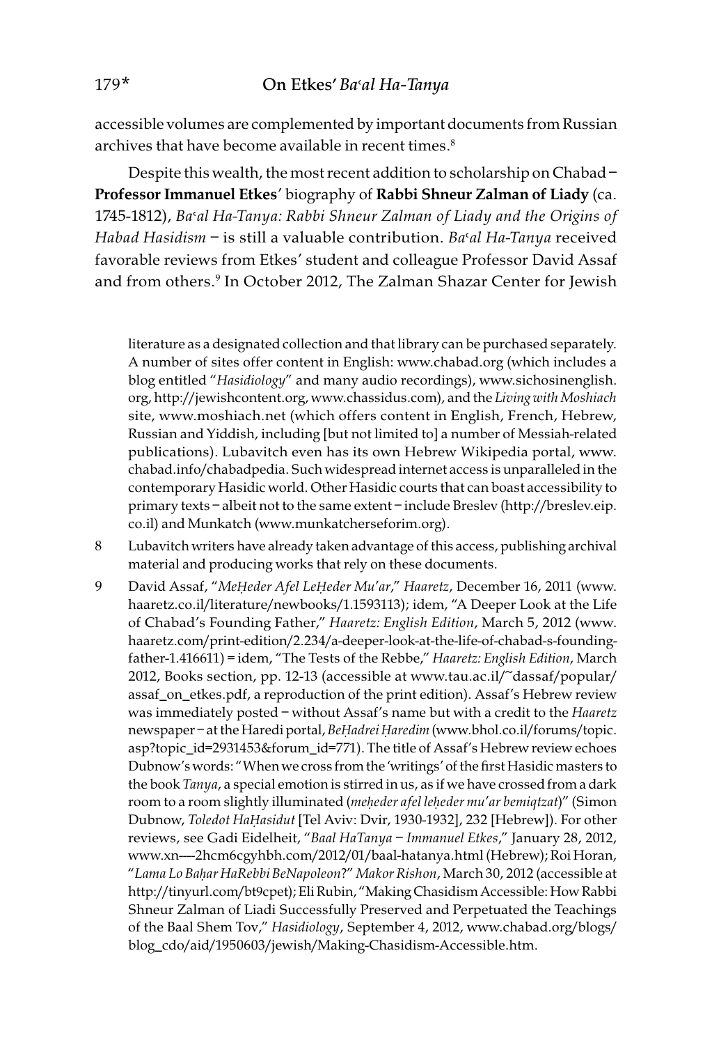accessible volumes are complemented by important documents from Russian archives that have become available in recent times.[8]

Despite this wealth, the most recent addition to scholarship on Chabad – **Professor Immanuel Etkes**' biography of **Rabbi Shneur Zalman of Liady** (ca. 1745-1812), *Ba'al Ha-Tanya: Rabbi Shneur Zalman of Liady and the Origins of Habad Hasidism* – is still a valuable contribution. *Ba'al Ha-Tanya* received favorable reviews from Etkes' student and colleague Professor David Assaf and from others.[9] In October 2012, The Zalman Shazar Center for Jewish

literature as a designated collection and that library can be purchased separately. A number of sites offer content in English: www.chabad.org (which includes a blog entitled "*Hasidiology*" and many audio recordings), www.sichosinenglish.org, http://jewishcontent.org, www.chassidus.com), and the *Living with Moshiach* site, www.moshiach.net (which offers content in English, French, Hebrew, Russian and Yiddish, including [but not limited to] a number of Messiah-related publications). Lubavitch even has its own Hebrew Wikipedia portal, www.chabad.info/chabadpedia. Such widespread internet access is unparalleled in the contemporary Hasidic world. Other Hasidic courts that can boast accessibility to primary texts – albeit not to the same extent – include Breslev (http://breslev.eip.co.il) and Munkatch (www.munkatcherseforim.org).

8 Lubavitch writers have already taken advantage of this access, publishing archival material and producing works that rely on these documents.

9 David Assaf, "*MeḤeder Afel LeḤeder Mu'ar*," *Haaretz*, December 16, 2011 (www.haaretz.co.il/literature/newbooks/1.1593113); idem, "A Deeper Look at the Life of Chabad's Founding Father," *Haaretz: English Edition*, March 5, 2012 (www.haaretz.com/print-edition/2.234/a-deeper-look-at-the-life-of-chabad-s-founding-father-1.416611) = idem, "The Tests of the Rebbe," *Haaretz: English Edition*, March 2012, Books section, pp. 12-13 (accessible at www.tau.ac.il/~dassaf/popular/assaf_on_etkes.pdf, a reproduction of the print edition). Assaf's Hebrew review was immediately posted – without Assaf's name but with a credit to the *Haaretz* newspaper – at the Haredi portal, *BeḤadrei Ḥaredim* (www.bhol.co.il/forums/topic.asp?topic_id=2931453&forum_id=771). The title of Assaf's Hebrew review echoes Dubnow's words: "When we cross from the 'writings' of the first Hasidic masters to the book *Tanya*, a special emotion is stirred in us, as if we have crossed from a dark room to a room slightly illuminated (*meḥeder afel leḥeder mu'ar bemiqtzat*)" (Simon Dubnow, *Toledot HaḤasidut* [Tel Aviv: Dvir, 1930-1932], 232 [Hebrew]). For other reviews, see Gadi Eidelheit, "*Baal HaTanya – Immanuel Etkes*," January 28, 2012, www.xn----2hcm6cgyhbh.com/2012/01/baal-hatanya.html (Hebrew); Roi Horan, "*Lama Lo Baḥar HaRebbi BeNapoleon*?" *Makor Rishon*, March 30, 2012 (accessible at http://tinyurl.com/bt9cpet); Eli Rubin, "Making Chasidism Accessible: How Rabbi Shneur Zalman of Liadi Successfully Preserved and Perpetuated the Teachings of the Baal Shem Tov," *Hasidiology*, September 4, 2012, www.chabad.org/blogs/blog_cdo/aid/1950603/jewish/Making-Chasidism-Accessible.htm.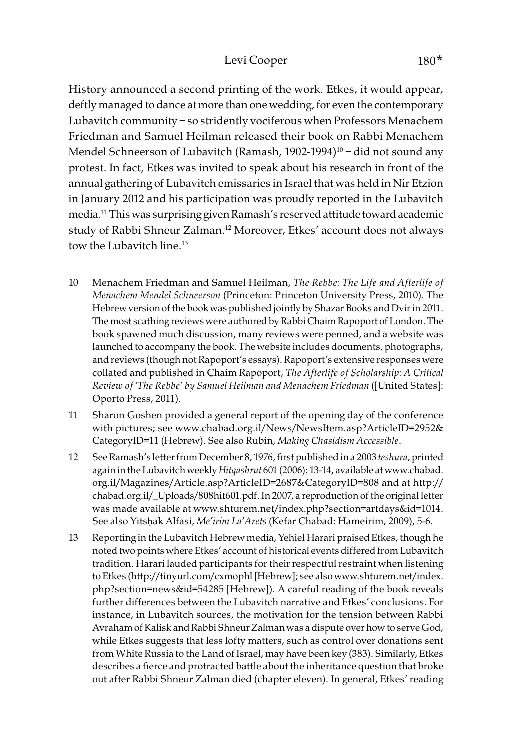History announced a second printing of the work. Etkes, it would appear, deftly managed to dance at more than one wedding, for even the contemporary Lubavitch community – so stridently vociferous when Professors Menachem Friedman and Samuel Heilman released their book on Rabbi Menachem Mendel Schneerson of Lubavitch (Ramash, 1902-1994)[10] – did not sound any protest. In fact, Etkes was invited to speak about his research in front of the annual gathering of Lubavitch emissaries in Israel that was held in Nir Etzion in January 2012 and his participation was proudly reported in the Lubavitch media.[11] This was surprising given Ramash's reserved attitude toward academic study of Rabbi Shneur Zalman.[12] Moreover, Etkes' account does not always tow the Lubavitch line.[13]

10 Menachem Friedman and Samuel Heilman, *The Rebbe: The Life and Afterlife of Menachem Mendel Schneerson* (Princeton: Princeton University Press, 2010). The Hebrew version of the book was published jointly by Shazar Books and Dvir in 2011. The most scathing reviews were authored by Rabbi Chaim Rapoport of London. The book spawned much discussion, many reviews were penned, and a website was launched to accompany the book. The website includes documents, photographs, and reviews (though not Rapoport's essays). Rapoport's extensive responses were collated and published in Chaim Rapoport, *The Afterlife of Scholarship: A Critical Review of 'The Rebbe' by Samuel Heilman and Menachem Friedman* ([United States]: Oporto Press, 2011).

11 Sharon Goshen provided a general report of the opening day of the conference with pictures; see www.chabad.org.il/News/NewsItem.asp?ArticleID=2952&CategoryID=11 (Hebrew). See also Rubin, *Making Chasidism Accessible*.

12 See Ramash's letter from December 8, 1976, first published in a 2003 *teshura*, printed again in the Lubavitch weekly *Hitqashrut* 601 (2006): 13-14, available at www.chabad.org.il/Magazines/Article.asp?ArticleID=2687&CategoryID=808 and at http://chabad.org.il/_Uploads/808hit601.pdf. In 2007, a reproduction of the original letter was made available at www.shturem.net/index.php?section=artdays&id=1014. See also Yitsḥak Alfasi, *Me'irim La'Arets* (Kefar Chabad: Hameirim, 2009), 5-6.

13 Reporting in the Lubavitch Hebrew media, Yehiel Harari praised Etkes, though he noted two points where Etkes' account of historical events differed from Lubavitch tradition. Harari lauded participants for their respectful restraint when listening to Etkes (http://tinyurl.com/cxmophl [Hebrew]; see also www.shturem.net/index.php?section=news&id=54285 [Hebrew]). A careful reading of the book reveals further differences between the Lubavitch narrative and Etkes' conclusions. For instance, in Lubavitch sources, the motivation for the tension between Rabbi Avraham of Kalisk and Rabbi Shneur Zalman was a dispute over how to serve God, while Etkes suggests that less lofty matters, such as control over donations sent from White Russia to the Land of Israel, may have been key (383). Similarly, Etkes describes a fierce and protracted battle about the inheritance question that broke out after Rabbi Shneur Zalman died (chapter eleven). In general, Etkes' reading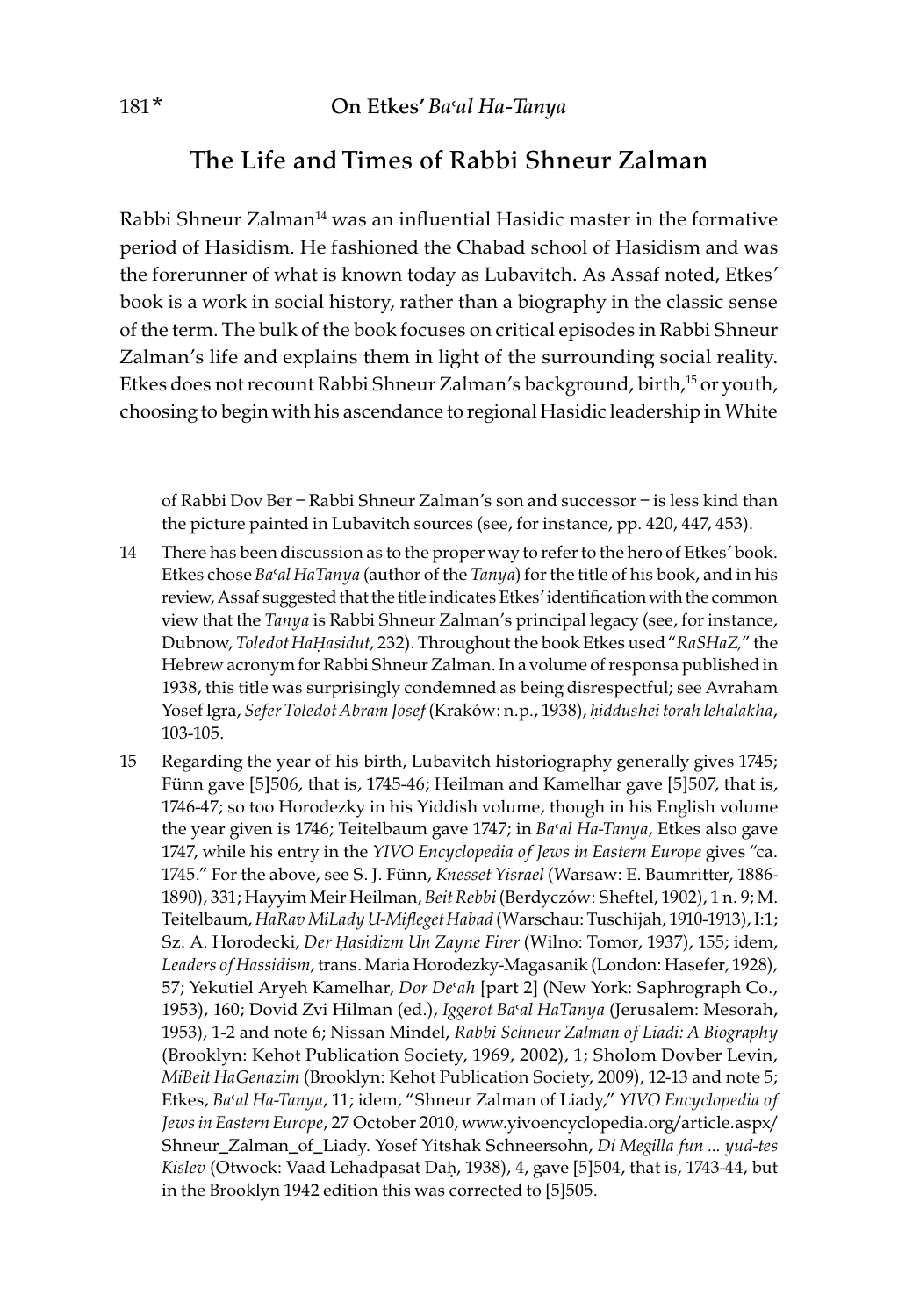## The Life and Times of Rabbi Shneur Zalman

Rabbi Shneur Zalman[14] was an influential Hasidic master in the formative period of Hasidism. He fashioned the Chabad school of Hasidism and was the forerunner of what is known today as Lubavitch. As Assaf noted, Etkes' book is a work in social history, rather than a biography in the classic sense of the term. The bulk of the book focuses on critical episodes in Rabbi Shneur Zalman's life and explains them in light of the surrounding social reality. Etkes does not recount Rabbi Shneur Zalman's background, birth,[15] or youth, choosing to begin with his ascendance to regional Hasidic leadership in White

of Rabbi Dov Ber – Rabbi Shneur Zalman's son and successor – is less kind than the picture painted in Lubavitch sources (see, for instance, pp. 420, 447, 453).

14 There has been discussion as to the proper way to refer to the hero of Etkes' book. Etkes chose *Baʿal HaTanya* (author of the *Tanya*) for the title of his book, and in his review, Assaf suggested that the title indicates Etkes' identification with the common view that the *Tanya* is Rabbi Shneur Zalman's principal legacy (see, for instance, Dubnow, *Toledot HaḤasidut*, 232). Throughout the book Etkes used "*RaSHaZ*," the Hebrew acronym for Rabbi Shneur Zalman. In a volume of responsa published in 1938, this title was surprisingly condemned as being disrespectful; see Avraham Yosef Igra, *Sefer Toledot Abram Josef* (Kraków: n.p., 1938), *ḥiddushei torah lehalakha*, 103-105.

15 Regarding the year of his birth, Lubavitch historiography generally gives 1745; Fünn gave [5]506, that is, 1745-46; Heilman and Kamelhar gave [5]507, that is, 1746-47; so too Horodezky in his Yiddish volume, though in his English volume the year given is 1746; Teitelbaum gave 1747; in *Baʿal Ha-Tanya*, Etkes also gave 1747, while his entry in the *YIVO Encyclopedia of Jews in Eastern Europe* gives "ca. 1745." For the above, see S. J. Fünn, *Knesset Yisrael* (Warsaw: E. Baumritter, 1886-1890), 331; Hayyim Meir Heilman, *Beit Rebbi* (Berdyczów: Sheftel, 1902), 1 n. 9; M. Teitelbaum, *HaRav MiLady U-Mifleget Habad* (Warschau: Tuschijah, 1910-1913), I:1; Sz. A. Horodecki, *Der Ḥasidizm Un Zayne Firer* (Wilno: Tomor, 1937), 155; idem, *Leaders of Hassidism*, trans. Maria Horodezky-Magasanik (London: Hasefer, 1928), 57; Yekutiel Aryeh Kamelhar, *Dor Deʿah* [part 2] (New York: Saphrograph Co., 1953), 160; Dovid Zvi Hilman (ed.), *Iggerot Baʿal HaTanya* (Jerusalem: Mesorah, 1953), 1-2 and note 6; Nissan Mindel, *Rabbi Schneur Zalman of Liadi: A Biography* (Brooklyn: Kehot Publication Society, 1969, 2002), 1; Sholom Dovber Levin, *MiBeit HaGenazim* (Brooklyn: Kehot Publication Society, 2009), 12-13 and note 5; Etkes, *Baʿal Ha-Tanya*, 11; idem, "Shneur Zalman of Liady," *YIVO Encyclopedia of Jews in Eastern Europe*, 27 October 2010, www.yivoencyclopedia.org/article.aspx/Shneur_Zalman_of_Liady. Yosef Yitshak Schneersohn, *Di Megilla fun ... yud-tes Kislev* (Otwock: Vaad Lehadpasat Daḥ, 1938), 4, gave [5]504, that is, 1743-44, but in the Brooklyn 1942 edition this was corrected to [5]505.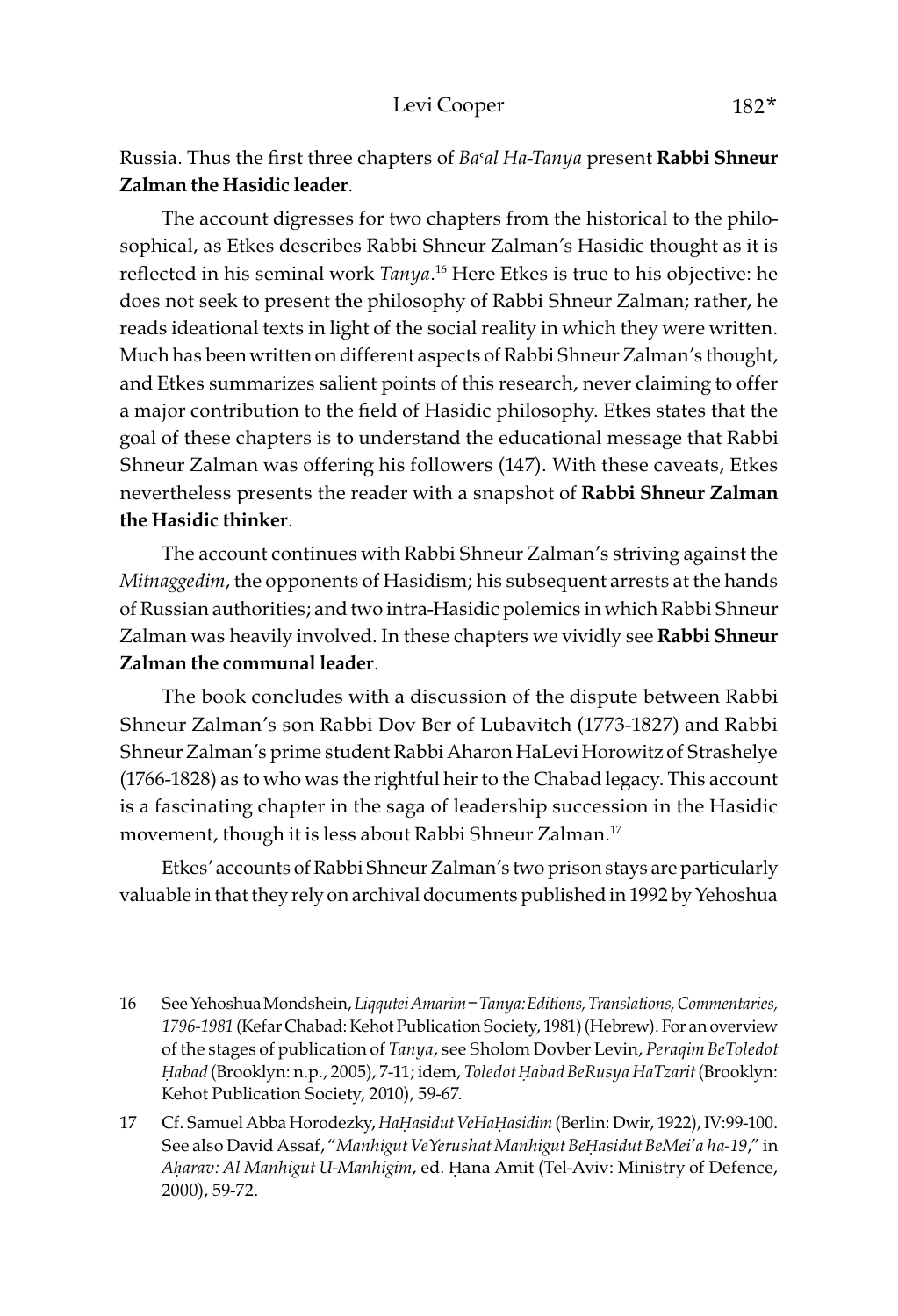Russia. Thus the first three chapters of *Ba'al Ha-Tanya* present **Rabbi Shneur Zalman the Hasidic leader**.

The account digresses for two chapters from the historical to the philosophical, as Etkes describes Rabbi Shneur Zalman's Hasidic thought as it is reflected in his seminal work *Tanya*.[16] Here Etkes is true to his objective: he does not seek to present the philosophy of Rabbi Shneur Zalman; rather, he reads ideational texts in light of the social reality in which they were written. Much has been written on different aspects of Rabbi Shneur Zalman's thought, and Etkes summarizes salient points of this research, never claiming to offer a major contribution to the field of Hasidic philosophy. Etkes states that the goal of these chapters is to understand the educational message that Rabbi Shneur Zalman was offering his followers (147). With these caveats, Etkes nevertheless presents the reader with a snapshot of **Rabbi Shneur Zalman the Hasidic thinker**.

The account continues with Rabbi Shneur Zalman's striving against the *Mitnaggedim*, the opponents of Hasidism; his subsequent arrests at the hands of Russian authorities; and two intra-Hasidic polemics in which Rabbi Shneur Zalman was heavily involved. In these chapters we vividly see **Rabbi Shneur Zalman the communal leader**.

The book concludes with a discussion of the dispute between Rabbi Shneur Zalman's son Rabbi Dov Ber of Lubavitch (1773-1827) and Rabbi Shneur Zalman's prime student Rabbi Aharon HaLevi Horowitz of Strashelye (1766-1828) as to who was the rightful heir to the Chabad legacy. This account is a fascinating chapter in the saga of leadership succession in the Hasidic movement, though it is less about Rabbi Shneur Zalman.[17]

Etkes' accounts of Rabbi Shneur Zalman's two prison stays are particularly valuable in that they rely on archival documents published in 1992 by Yehoshua

16 See Yehoshua Mondshein, *Liqqutei Amarim – Tanya: Editions, Translations, Commentaries, 1796-1981* (Kefar Chabad: Kehot Publication Society, 1981) (Hebrew). For an overview of the stages of publication of *Tanya*, see Sholom Dovber Levin, *Peraqim BeToledot Ḥabad* (Brooklyn: n.p., 2005), 7-11; idem, *Toledot Ḥabad BeRusya HaTzarit* (Brooklyn: Kehot Publication Society, 2010), 59-67.

17 Cf. Samuel Abba Horodezky, *HaḤasidut VeHaḤasidim* (Berlin: Dwir, 1922), IV:99-100. See also David Assaf, "*Manhigut VeYerushat Manhigut BeḤasidut BeMei'a ha-19*," in *Aḥarav: Al Manhigut U-Manhigim*, ed. Ḥana Amit (Tel-Aviv: Ministry of Defence, 2000), 59-72.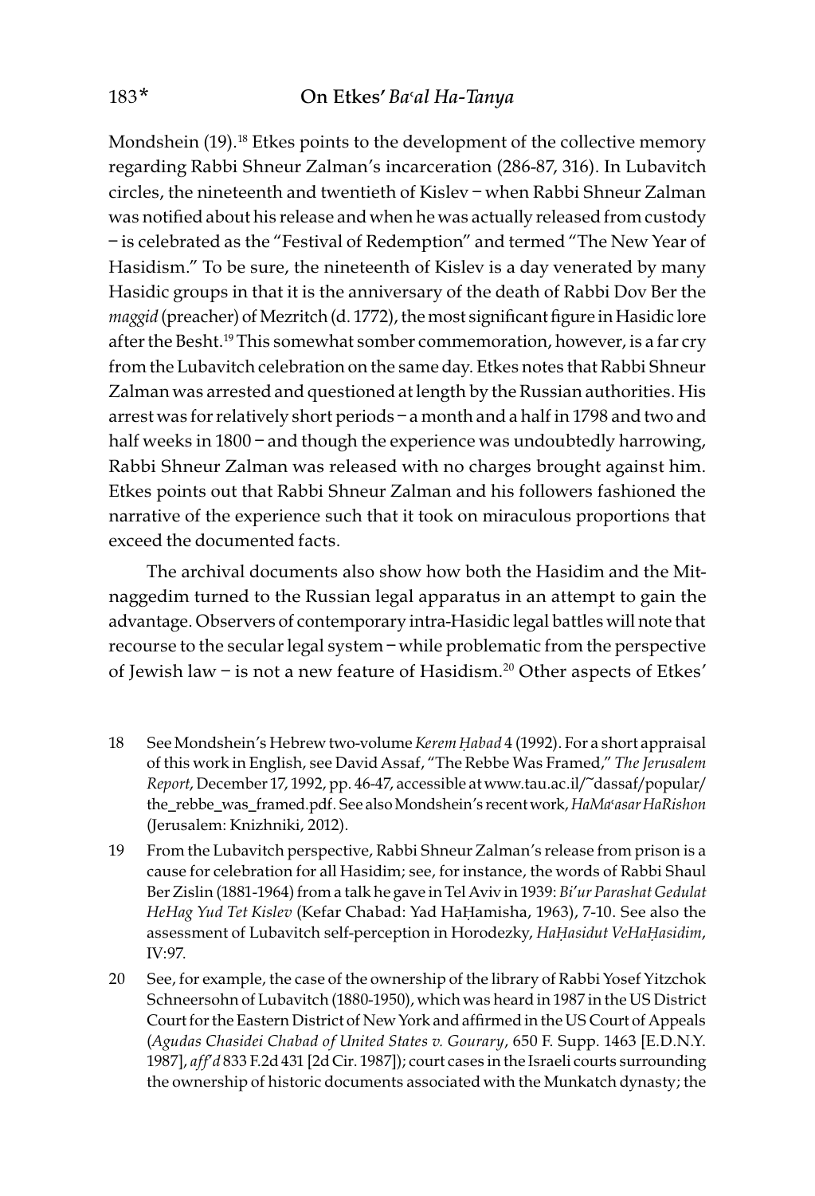Mondshein (19).[18] Etkes points to the development of the collective memory regarding Rabbi Shneur Zalman's incarceration (286-87, 316). In Lubavitch circles, the nineteenth and twentieth of Kislev – when Rabbi Shneur Zalman was notified about his release and when he was actually released from custody – is celebrated as the "Festival of Redemption" and termed "The New Year of Hasidism." To be sure, the nineteenth of Kislev is a day venerated by many Hasidic groups in that it is the anniversary of the death of Rabbi Dov Ber the *maggid* (preacher) of Mezritch (d. 1772), the most significant figure in Hasidic lore after the Besht.[19] This somewhat somber commemoration, however, is a far cry from the Lubavitch celebration on the same day. Etkes notes that Rabbi Shneur Zalman was arrested and questioned at length by the Russian authorities. His arrest was for relatively short periods – a month and a half in 1798 and two and half weeks in 1800 – and though the experience was undoubtedly harrowing, Rabbi Shneur Zalman was released with no charges brought against him. Etkes points out that Rabbi Shneur Zalman and his followers fashioned the narrative of the experience such that it took on miraculous proportions that exceed the documented facts.

The archival documents also show how both the Hasidim and the Mitnaggedim turned to the Russian legal apparatus in an attempt to gain the advantage. Observers of contemporary intra-Hasidic legal battles will note that recourse to the secular legal system – while problematic from the perspective of Jewish law – is not a new feature of Hasidism.[20] Other aspects of Etkes'

18 See Mondshein's Hebrew two-volume *Kerem Ḥabad* 4 (1992). For a short appraisal of this work in English, see David Assaf, "The Rebbe Was Framed," *The Jerusalem Report*, December 17, 1992, pp. 46-47, accessible at www.tau.ac.il/~dassaf/popular/the_rebbe_was_framed.pdf. See also Mondshein's recent work, *HaMa'asar HaRishon* (Jerusalem: Knizhniki, 2012).

19 From the Lubavitch perspective, Rabbi Shneur Zalman's release from prison is a cause for celebration for all Hasidim; see, for instance, the words of Rabbi Shaul Ber Zislin (1881-1964) from a talk he gave in Tel Aviv in 1939: *Bi'ur Parashat Gedulat HeHag Yud Tet Kislev* (Kefar Chabad: Yad HaḤamisha, 1963), 7-10. See also the assessment of Lubavitch self-perception in Horodezky, *HaḤasidut VeHaḤasidim*, IV:97.

20 See, for example, the case of the ownership of the library of Rabbi Yosef Yitzchok Schneersohn of Lubavitch (1880-1950), which was heard in 1987 in the US District Court for the Eastern District of New York and affirmed in the US Court of Appeals (*Agudas Chasidei Chabad of United States v. Gourary*, 650 F. Supp. 1463 [E.D.N.Y. 1987], *aff'd* 833 F.2d 431 [2d Cir. 1987]); court cases in the Israeli courts surrounding the ownership of historic documents associated with the Munkatch dynasty; the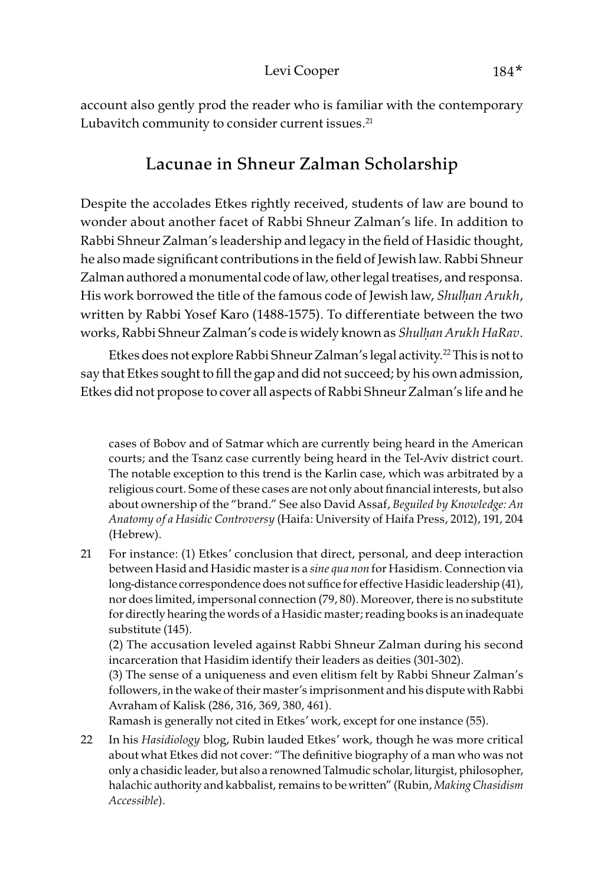account also gently prod the reader who is familiar with the contemporary Lubavitch community to consider current issues.[21]

## Lacunae in Shneur Zalman Scholarship

Despite the accolades Etkes rightly received, students of law are bound to wonder about another facet of Rabbi Shneur Zalman's life. In addition to Rabbi Shneur Zalman's leadership and legacy in the field of Hasidic thought, he also made significant contributions in the field of Jewish law. Rabbi Shneur Zalman authored a monumental code of law, other legal treatises, and responsa. His work borrowed the title of the famous code of Jewish law, *Shulḥan Arukh*, written by Rabbi Yosef Karo (1488-1575). To differentiate between the two works, Rabbi Shneur Zalman's code is widely known as *Shulḥan Arukh HaRav*.

Etkes does not explore Rabbi Shneur Zalman's legal activity.[22] This is not to say that Etkes sought to fill the gap and did not succeed; by his own admission, Etkes did not propose to cover all aspects of Rabbi Shneur Zalman's life and he

---

cases of Bobov and of Satmar which are currently being heard in the American courts; and the Tsanz case currently being heard in the Tel-Aviv district court. The notable exception to this trend is the Karlin case, which was arbitrated by a religious court. Some of these cases are not only about financial interests, but also about ownership of the "brand." See also David Assaf, *Beguiled by Knowledge: An Anatomy of a Hasidic Controversy* (Haifa: University of Haifa Press, 2012), 191, 204 (Hebrew).

21 For instance: (1) Etkes' conclusion that direct, personal, and deep interaction between Hasid and Hasidic master is a *sine qua non* for Hasidism. Connection via long-distance correspondence does not suffice for effective Hasidic leadership (41), nor does limited, impersonal connection (79, 80). Moreover, there is no substitute for directly hearing the words of a Hasidic master; reading books is an inadequate substitute (145).
(2) The accusation leveled against Rabbi Shneur Zalman during his second incarceration that Hasidim identify their leaders as deities (301-302).
(3) The sense of a uniqueness and even elitism felt by Rabbi Shneur Zalman's followers, in the wake of their master's imprisonment and his dispute with Rabbi Avraham of Kalisk (286, 316, 369, 380, 461).
Ramash is generally not cited in Etkes' work, except for one instance (55).

22 In his *Hasidiology* blog, Rubin lauded Etkes' work, though he was more critical about what Etkes did not cover: "The definitive biography of a man who was not only a chasidic leader, but also a renowned Talmudic scholar, liturgist, philosopher, halachic authority and kabbalist, remains to be written" (Rubin, *Making Chasidism Accessible*).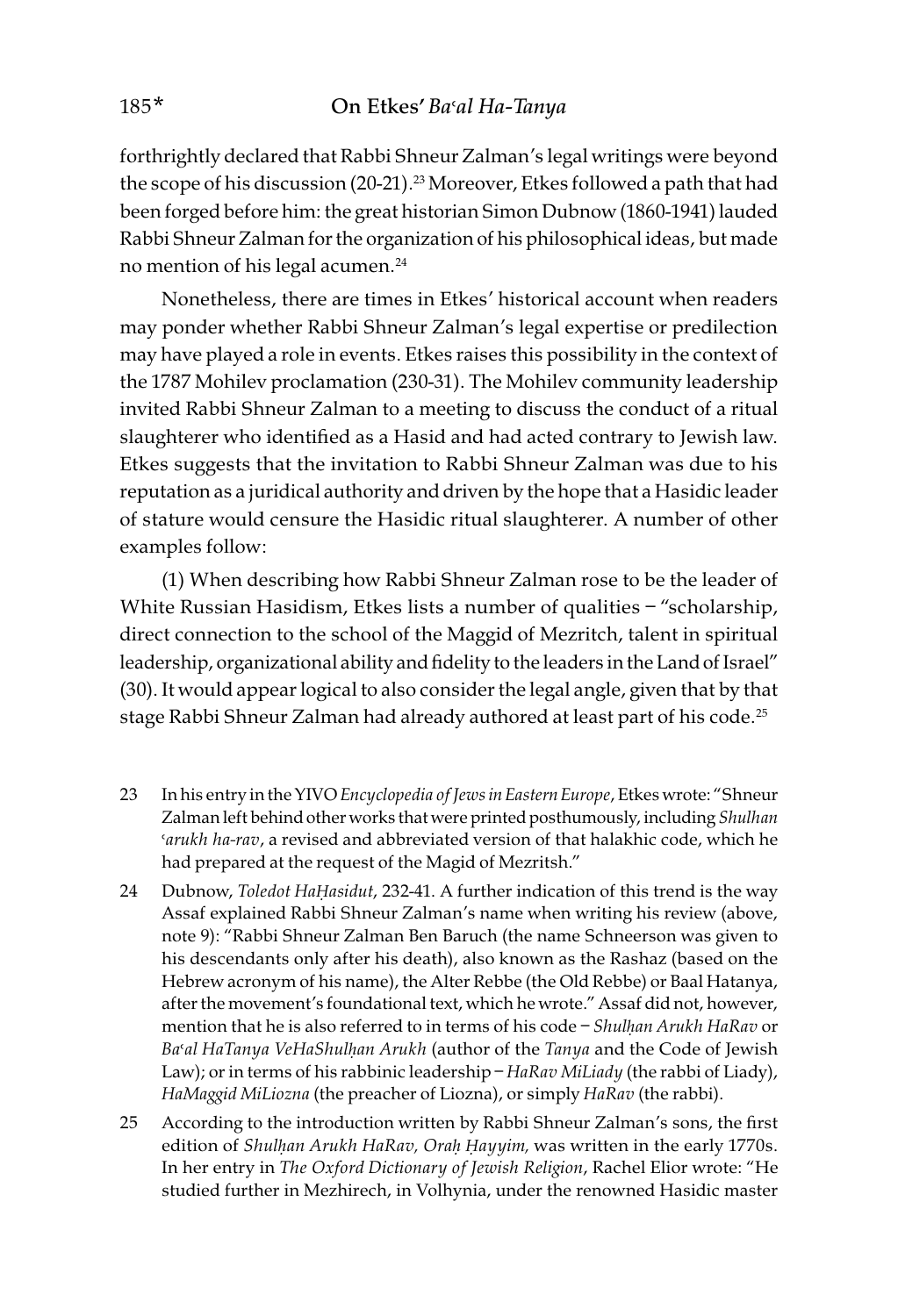forthrightly declared that Rabbi Shneur Zalman's legal writings were beyond the scope of his discussion (20-21).[23] Moreover, Etkes followed a path that had been forged before him: the great historian Simon Dubnow (1860-1941) lauded Rabbi Shneur Zalman for the organization of his philosophical ideas, but made no mention of his legal acumen.[24]

Nonetheless, there are times in Etkes' historical account when readers may ponder whether Rabbi Shneur Zalman's legal expertise or predilection may have played a role in events. Etkes raises this possibility in the context of the 1787 Mohilev proclamation (230-31). The Mohilev community leadership invited Rabbi Shneur Zalman to a meeting to discuss the conduct of a ritual slaughterer who identified as a Hasid and had acted contrary to Jewish law. Etkes suggests that the invitation to Rabbi Shneur Zalman was due to his reputation as a juridical authority and driven by the hope that a Hasidic leader of stature would censure the Hasidic ritual slaughterer. A number of other examples follow:

(1) When describing how Rabbi Shneur Zalman rose to be the leader of White Russian Hasidism, Etkes lists a number of qualities – "scholarship, direct connection to the school of the Maggid of Mezritch, talent in spiritual leadership, organizational ability and fidelity to the leaders in the Land of Israel" (30). It would appear logical to also consider the legal angle, given that by that stage Rabbi Shneur Zalman had already authored at least part of his code.[25]

23 In his entry in the YIVO *Encyclopedia of Jews in Eastern Europe*, Etkes wrote: "Shneur Zalman left behind other works that were printed posthumously, including *Shulhan ʿarukh ha-rav*, a revised and abbreviated version of that halakhic code, which he had prepared at the request of the Magid of Mezritsh."

24 Dubnow, *Toledot HaḤasidut*, 232-41. A further indication of this trend is the way Assaf explained Rabbi Shneur Zalman's name when writing his review (above, note 9): "Rabbi Shneur Zalman Ben Baruch (the name Schneerson was given to his descendants only after his death), also known as the Rashaz (based on the Hebrew acronym of his name), the Alter Rebbe (the Old Rebbe) or Baal Hatanya, after the movement's foundational text, which he wrote." Assaf did not, however, mention that he is also referred to in terms of his code – *Shulḥan Arukh HaRav* or *Baʿal HaTanya VeHaShulḥan Arukh* (author of the *Tanya* and the Code of Jewish Law); or in terms of his rabbinic leadership – *HaRav MiLiady* (the rabbi of Liady), *HaMaggid MiLiozna* (the preacher of Liozna), or simply *HaRav* (the rabbi).

25 According to the introduction written by Rabbi Shneur Zalman's sons, the first edition of *Shulḥan Arukh HaRav, Oraḥ Ḥayyim,* was written in the early 1770s. In her entry in *The Oxford Dictionary of Jewish Religion*, Rachel Elior wrote: "He studied further in Mezhirech, in Volhynia, under the renowned Hasidic master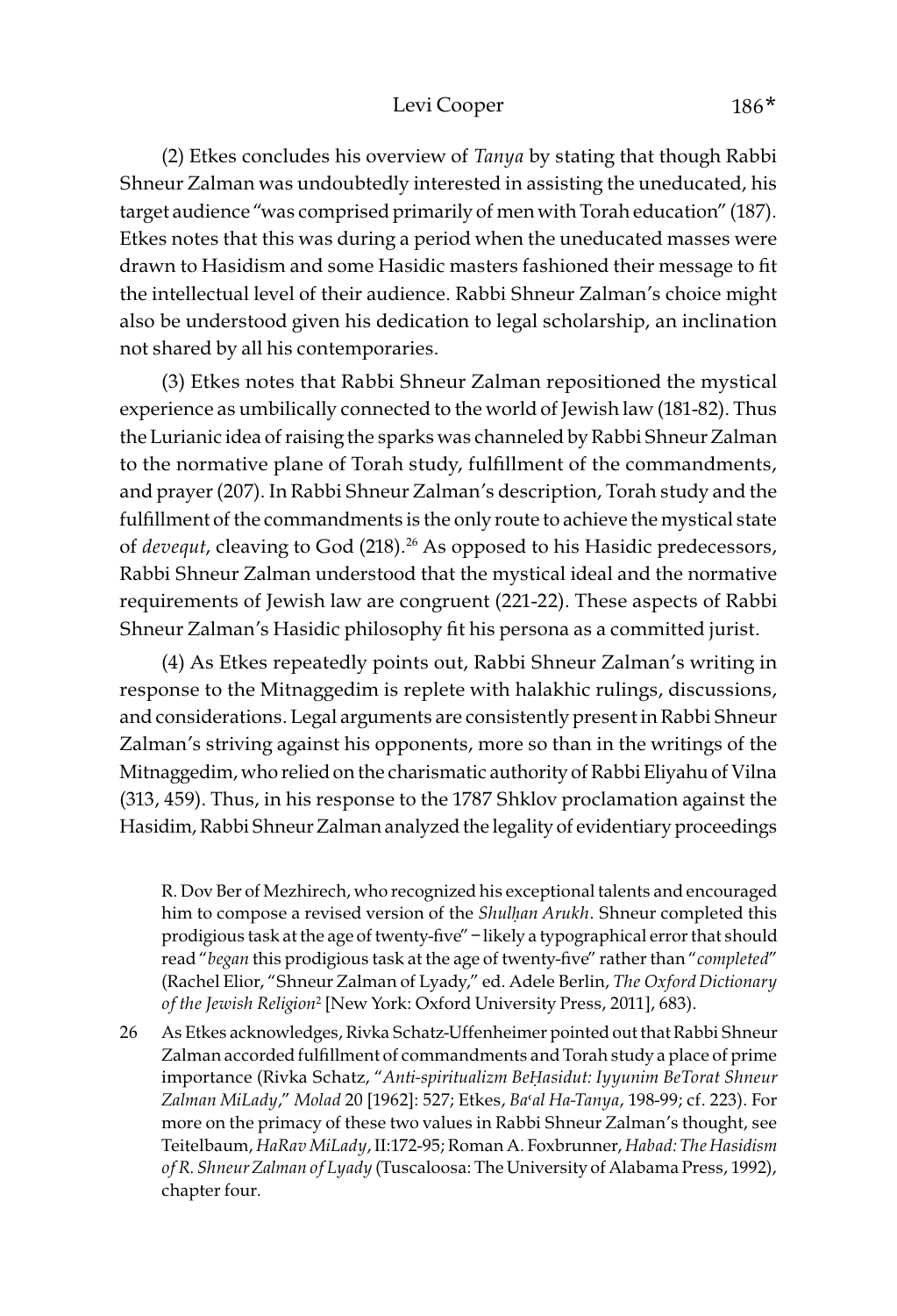(2) Etkes concludes his overview of *Tanya* by stating that though Rabbi Shneur Zalman was undoubtedly interested in assisting the uneducated, his target audience "was comprised primarily of men with Torah education" (187). Etkes notes that this was during a period when the uneducated masses were drawn to Hasidism and some Hasidic masters fashioned their message to fit the intellectual level of their audience. Rabbi Shneur Zalman's choice might also be understood given his dedication to legal scholarship, an inclination not shared by all his contemporaries.

(3) Etkes notes that Rabbi Shneur Zalman repositioned the mystical experience as umbilically connected to the world of Jewish law (181-82). Thus the Lurianic idea of raising the sparks was channeled by Rabbi Shneur Zalman to the normative plane of Torah study, fulfillment of the commandments, and prayer (207). In Rabbi Shneur Zalman's description, Torah study and the fulfillment of the commandments is the only route to achieve the mystical state of *devequt*, cleaving to God (218).[26] As opposed to his Hasidic predecessors, Rabbi Shneur Zalman understood that the mystical ideal and the normative requirements of Jewish law are congruent (221-22). These aspects of Rabbi Shneur Zalman's Hasidic philosophy fit his persona as a committed jurist.

(4) As Etkes repeatedly points out, Rabbi Shneur Zalman's writing in response to the Mitnaggedim is replete with halakhic rulings, discussions, and considerations. Legal arguments are consistently present in Rabbi Shneur Zalman's striving against his opponents, more so than in the writings of the Mitnaggedim, who relied on the charismatic authority of Rabbi Eliyahu of Vilna (313, 459). Thus, in his response to the 1787 Shklov proclamation against the Hasidim, Rabbi Shneur Zalman analyzed the legality of evidentiary proceedings

R. Dov Ber of Mezhirech, who recognized his exceptional talents and encouraged him to compose a revised version of the *Shulḥan Arukh*. Shneur completed this prodigious task at the age of twenty-five" – likely a typographical error that should read "*began* this prodigious task at the age of twenty-five" rather than "*completed*" (Rachel Elior, "Shneur Zalman of Lyady," ed. Adele Berlin, *The Oxford Dictionary of the Jewish Religion*[2] [New York: Oxford University Press, 2011], 683).

26 As Etkes acknowledges, Rivka Schatz-Uffenheimer pointed out that Rabbi Shneur Zalman accorded fulfillment of commandments and Torah study a place of prime importance (Rivka Schatz, "*Anti-spiritualizm BeḤasidut: Iyyunim BeTorat Shneur Zalman MiLady*," *Molad* 20 [1962]: 527; Etkes, *Baʿal Ha-Tanya*, 198-99; cf. 223). For more on the primacy of these two values in Rabbi Shneur Zalman's thought, see Teitelbaum, *HaRav MiLady*, II:172-95; Roman A. Foxbrunner, *Habad: The Hasidism of R. Shneur Zalman of Lyady* (Tuscaloosa: The University of Alabama Press, 1992), chapter four.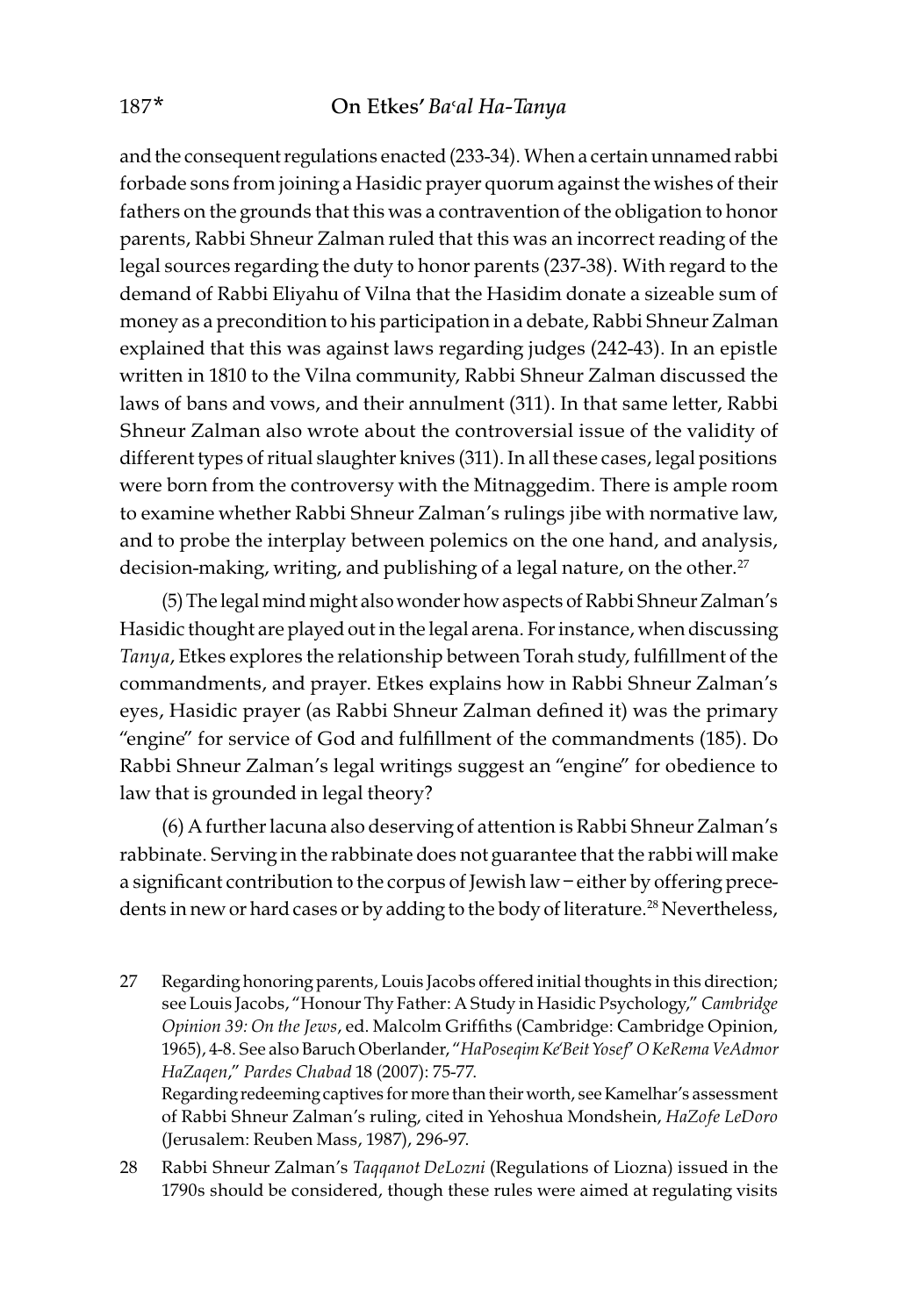and the consequent regulations enacted (233-34). When a certain unnamed rabbi forbade sons from joining a Hasidic prayer quorum against the wishes of their fathers on the grounds that this was a contravention of the obligation to honor parents, Rabbi Shneur Zalman ruled that this was an incorrect reading of the legal sources regarding the duty to honor parents (237-38). With regard to the demand of Rabbi Eliyahu of Vilna that the Hasidim donate a sizeable sum of money as a precondition to his participation in a debate, Rabbi Shneur Zalman explained that this was against laws regarding judges (242-43). In an epistle written in 1810 to the Vilna community, Rabbi Shneur Zalman discussed the laws of bans and vows, and their annulment (311). In that same letter, Rabbi Shneur Zalman also wrote about the controversial issue of the validity of different types of ritual slaughter knives (311). In all these cases, legal positions were born from the controversy with the Mitnaggedim. There is ample room to examine whether Rabbi Shneur Zalman's rulings jibe with normative law, and to probe the interplay between polemics on the one hand, and analysis, decision-making, writing, and publishing of a legal nature, on the other.[27]

(5) The legal mind might also wonder how aspects of Rabbi Shneur Zalman's Hasidic thought are played out in the legal arena. For instance, when discussing *Tanya*, Etkes explores the relationship between Torah study, fulfillment of the commandments, and prayer. Etkes explains how in Rabbi Shneur Zalman's eyes, Hasidic prayer (as Rabbi Shneur Zalman defined it) was the primary "engine" for service of God and fulfillment of the commandments (185). Do Rabbi Shneur Zalman's legal writings suggest an "engine" for obedience to law that is grounded in legal theory?

(6) A further lacuna also deserving of attention is Rabbi Shneur Zalman's rabbinate. Serving in the rabbinate does not guarantee that the rabbi will make a significant contribution to the corpus of Jewish law – either by offering precedents in new or hard cases or by adding to the body of literature.[28] Nevertheless,

27 Regarding honoring parents, Louis Jacobs offered initial thoughts in this direction; see Louis Jacobs, "Honour Thy Father: A Study in Hasidic Psychology," *Cambridge Opinion 39: On the Jews*, ed. Malcolm Griffiths (Cambridge: Cambridge Opinion, 1965), 4-8. See also Baruch Oberlander, "*HaPoseqim Ke'Beit Yosef' O KeRema VeAdmor HaZaqen*," *Pardes Chabad* 18 (2007): 75-77.
Regarding redeeming captives for more than their worth, see Kamelhar's assessment of Rabbi Shneur Zalman's ruling, cited in Yehoshua Mondshein, *HaZofe LeDoro* (Jerusalem: Reuben Mass, 1987), 296-97.

28 Rabbi Shneur Zalman's *Taqqanot DeLozni* (Regulations of Liozna) issued in the 1790s should be considered, though these rules were aimed at regulating visits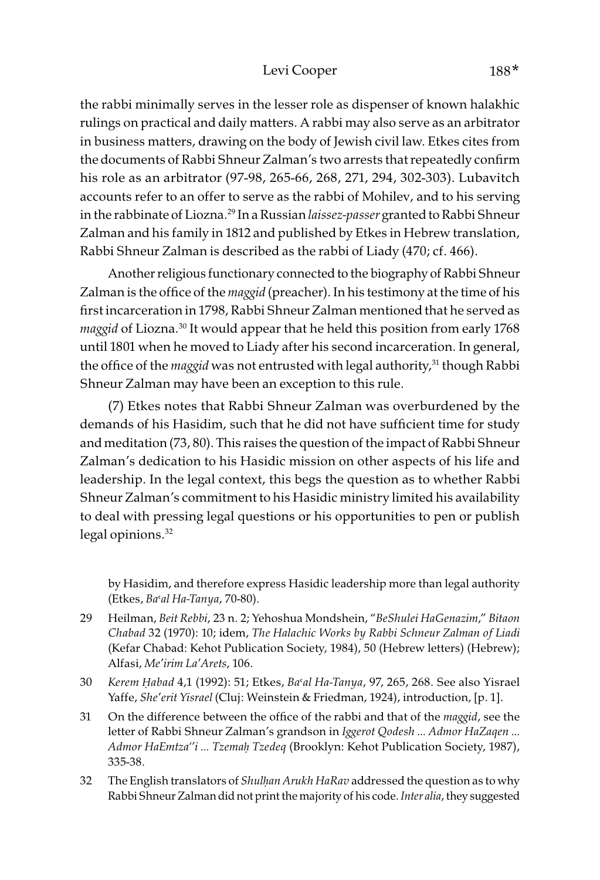the rabbi minimally serves in the lesser role as dispenser of known halakhic rulings on practical and daily matters. A rabbi may also serve as an arbitrator in business matters, drawing on the body of Jewish civil law. Etkes cites from the documents of Rabbi Shneur Zalman's two arrests that repeatedly confirm his role as an arbitrator (97-98, 265-66, 268, 271, 294, 302-303). Lubavitch accounts refer to an offer to serve as the rabbi of Mohilev, and to his serving in the rabbinate of Liozna.[29] In a Russian *laissez-passer* granted to Rabbi Shneur Zalman and his family in 1812 and published by Etkes in Hebrew translation, Rabbi Shneur Zalman is described as the rabbi of Liady (470; cf. 466).

Another religious functionary connected to the biography of Rabbi Shneur Zalman is the office of the *maggid* (preacher). In his testimony at the time of his first incarceration in 1798, Rabbi Shneur Zalman mentioned that he served as *maggid* of Liozna.[30] It would appear that he held this position from early 1768 until 1801 when he moved to Liady after his second incarceration. In general, the office of the *maggid* was not entrusted with legal authority,[31] though Rabbi Shneur Zalman may have been an exception to this rule.

(7) Etkes notes that Rabbi Shneur Zalman was overburdened by the demands of his Hasidim, such that he did not have sufficient time for study and meditation (73, 80). This raises the question of the impact of Rabbi Shneur Zalman's dedication to his Hasidic mission on other aspects of his life and leadership. In the legal context, this begs the question as to whether Rabbi Shneur Zalman's commitment to his Hasidic ministry limited his availability to deal with pressing legal questions or his opportunities to pen or publish legal opinions.[32]

---

by Hasidim, and therefore express Hasidic leadership more than legal authority (Etkes, *Baʿal Ha-Tanya*, 70-80).

29 Heilman, *Beit Rebbi*, 23 n. 2; Yehoshua Mondshein, "*BeShulei HaGenazim*," *Bitaon Chabad* 32 (1970): 10; idem, *The Halachic Works by Rabbi Schneur Zalman of Liadi* (Kefar Chabad: Kehot Publication Society, 1984), 50 (Hebrew letters) (Hebrew); Alfasi, *Me'irim La'Arets*, 106.

30 *Kerem Ḥabad* 4,1 (1992): 51; Etkes, *Baʿal Ha-Tanya*, 97, 265, 268. See also Yisrael Yaffe, *She'erit Yisrael* (Cluj: Weinstein & Friedman, 1924), introduction, [p. 1].

31 On the difference between the office of the rabbi and that of the *maggid*, see the letter of Rabbi Shneur Zalman's grandson in *Iggerot Qodesh ... Admor HaZaqen ... Admor HaEmtza''i ... Tzemaḥ Tzedeq* (Brooklyn: Kehot Publication Society, 1987), 335-38.

32 The English translators of *Shulḥan Arukh HaRav* addressed the question as to why Rabbi Shneur Zalman did not print the majority of his code. *Inter alia*, they suggested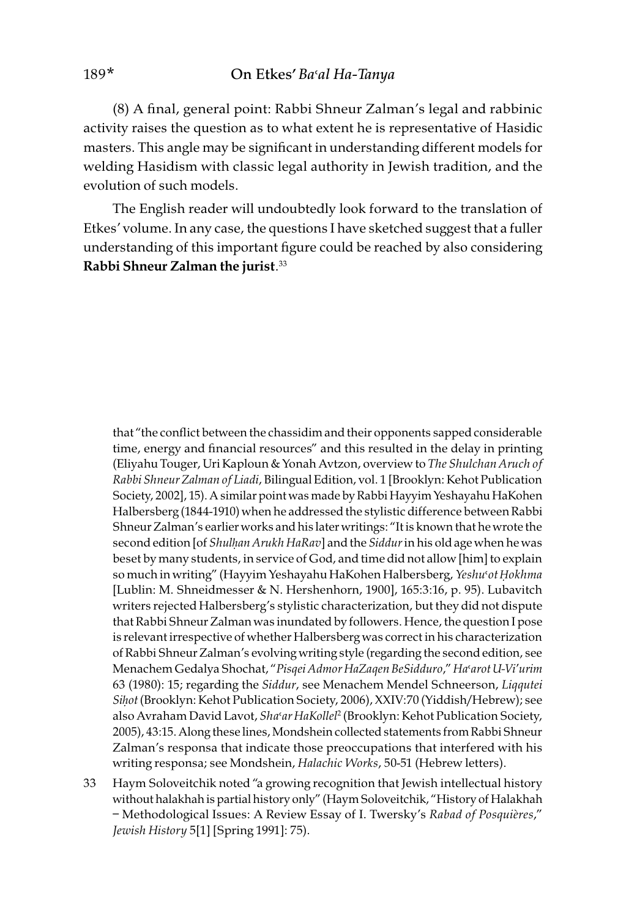(8) A final, general point: Rabbi Shneur Zalman's legal and rabbinic activity raises the question as to what extent he is representative of Hasidic masters. This angle may be significant in understanding different models for welding Hasidism with classic legal authority in Jewish tradition, and the evolution of such models.

The English reader will undoubtedly look forward to the translation of Etkes' volume. In any case, the questions I have sketched suggest that a fuller understanding of this important figure could be reached by also considering **Rabbi Shneur Zalman the jurist**.[33]

that "the conflict between the chassidim and their opponents sapped considerable time, energy and financial resources" and this resulted in the delay in printing (Eliyahu Touger, Uri Kaploun & Yonah Avtzon, overview to *The Shulchan Aruch of Rabbi Shneur Zalman of Liadi*, Bilingual Edition, vol. 1 [Brooklyn: Kehot Publication Society, 2002], 15). A similar point was made by Rabbi Hayyim Yeshayahu HaKohen Halbersberg (1844-1910) when he addressed the stylistic difference between Rabbi Shneur Zalman's earlier works and his later writings: "It is known that he wrote the second edition [of *Shulḥan Arukh HaRav*] and the *Siddur* in his old age when he was beset by many students, in service of God, and time did not allow [him] to explain so much in writing" (Hayyim Yeshayahu HaKohen Halbersberg, *Yeshu'ot Ḥokhma* [Lublin: M. Shneidmesser & N. Hershenhorn, 1900], 165:3:16, p. 95). Lubavitch writers rejected Halbersberg's stylistic characterization, but they did not dispute that Rabbi Shneur Zalman was inundated by followers. Hence, the question I pose is relevant irrespective of whether Halbersberg was correct in his characterization of Rabbi Shneur Zalman's evolving writing style (regarding the second edition, see Menachem Gedalya Shochat, "*Pisqei Admor HaZaqen BeSidduro*," *Ha'arot U-Vi'urim* 63 (1980): 15; regarding the *Siddur*, see Menachem Mendel Schneerson, *Liqqutei Siḥot* (Brooklyn: Kehot Publication Society, 2006), XXIV:70 (Yiddish/Hebrew); see also Avraham David Lavot, *Sha'ar HaKollel*[2] (Brooklyn: Kehot Publication Society, 2005), 43:15. Along these lines, Mondshein collected statements from Rabbi Shneur Zalman's responsa that indicate those preoccupations that interfered with his writing responsa; see Mondshein, *Halachic Works*, 50-51 (Hebrew letters).

33 Haym Soloveitchik noted "a growing recognition that Jewish intellectual history without halakhah is partial history only" (Haym Soloveitchik, "History of Halakhah – Methodological Issues: A Review Essay of I. Twersky's *Rabad of Posquières*," *Jewish History* 5[1] [Spring 1991]: 75).